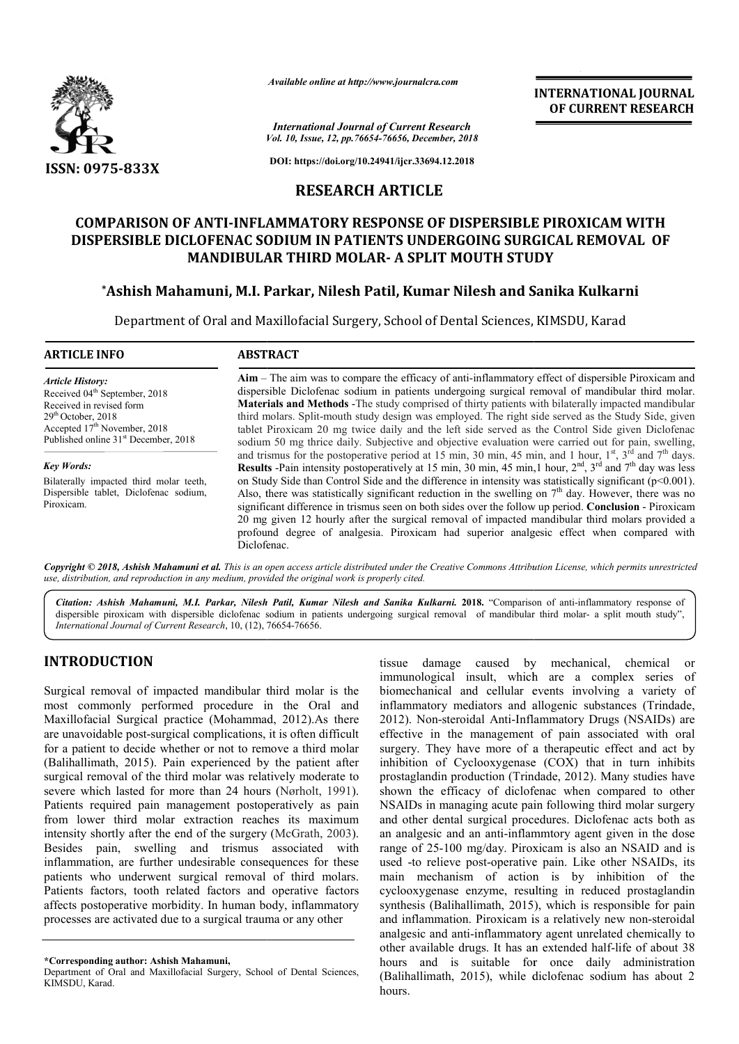*Available online at http://www.journalcra.com*

*International Journal of Current Research*
*Vol. 10, Issue, 12, pp.76654-76656, December, 2018*

**DOI: https://doi.org/10.24941/ijcr.33694.12.2018**

**INTERNATIONAL JOURNAL OF CURRENT RESEARCH**

**ISSN: 0975-833X**

## RESEARCH ARTICLE

# COMPARISON OF ANTI-INFLAMMATORY RESPONSE OF DISPERSIBLE PIROXICAM WITH DISPERSIBLE DICLOFENAC SODIUM IN PATIENTS UNDERGOING SURGICAL REMOVAL OF MANDIBULAR THIRD MOLAR- A SPLIT MOUTH STUDY

**\*Ashish Mahamuni, M.I. Parkar, Nilesh Patil, Kumar Nilesh and Sanika Kulkarni**

Department of Oral and Maxillofacial Surgery, School of Dental Sciences, KIMSDU, Karad

### ARTICLE INFO

*Article History:*
Received 04[th] September, 2018
Received in revised form
29[th] October, 2018
Accepted 17[th] November, 2018
Published online 31[st] December, 2018

*Key Words:*
Bilaterally impacted third molar teeth, Dispersible tablet, Diclofenac sodium, Piroxicam.

### ABSTRACT

**Aim** – The aim was to compare the efficacy of anti-inflammatory effect of dispersible Piroxicam and dispersible Diclofenac sodium in patients undergoing surgical removal of mandibular third molar. **Materials and Methods** -The study comprised of thirty patients with bilaterally impacted mandibular third molars. Split-mouth study design was employed. The right side served as the Study Side, given tablet Piroxicam 20 mg twice daily and the left side served as the Control Side given Diclofenac sodium 50 mg thrice daily. Subjective and objective evaluation were carried out for pain, swelling, and trismus for the postoperative period at 15 min, 30 min, 45 min, and 1 hour, 1[st], 3[rd] and 7[th] days. **Results** -Pain intensity postoperatively at 15 min, 30 min, 45 min,1 hour, 2[nd], 3[rd] and 7[th] day was less on Study Side than Control Side and the difference in intensity was statistically significant ($p<0.001$). Also, there was statistically significant reduction in the swelling on 7[th] day. However, there was no significant difference in trismus seen on both sides over the follow up period. **Conclusion** - Piroxicam 20 mg given 12 hourly after the surgical removal of impacted mandibular third molars provided a profound degree of analgesia. Piroxicam had superior analgesic effect when compared with Diclofenac.

*Copyright © 2018, Ashish Mahamuni et al. This is an open access article distributed under the Creative Commons Attribution License, which permits unrestricted use, distribution, and reproduction in any medium, provided the original work is properly cited.*

*Citation: Ashish Mahamuni, M.I. Parkar, Nilesh Patil, Kumar Nilesh and Sanika Kulkarni.* **2018.** "Comparison of anti-inflammatory response of dispersible piroxicam with dispersible diclofenac sodium in patients undergoing surgical removal of mandibular third molar- a split mouth study", *International Journal of Current Research*, 10, (12), 76654-76656.

## INTRODUCTION

Surgical removal of impacted mandibular third molar is the most commonly performed procedure in the Oral and Maxillofacial Surgical practice (Mohammad, 2012).As there are unavoidable post-surgical complications, it is often difficult for a patient to decide whether or not to remove a third molar (Balihallimath, 2015). Pain experienced by the patient after surgical removal of the third molar was relatively moderate to severe which lasted for more than 24 hours (Nørholt, 1991). Patients required pain management postoperatively as pain from lower third molar extraction reaches its maximum intensity shortly after the end of the surgery (McGrath, 2003). Besides pain, swelling and trismus associated with inflammation, are further undesirable consequences for these patients who underwent surgical removal of third molars. Patients factors, tooth related factors and operative factors affects postoperative morbidity. In human body, inflammatory processes are activated due to a surgical trauma or any other tissue damage caused by mechanical, chemical or immunological insult, which are a complex series of biomechanical and cellular events involving a variety of inflammatory mediators and allogenic substances (Trindade, 2012). Non-steroidal Anti-Inflammatory Drugs (NSAIDs) are effective in the management of pain associated with oral surgery. They have more of a therapeutic effect and act by inhibition of Cyclooxygenase (COX) that in turn inhibits prostaglandin production (Trindade, 2012). Many studies have shown the efficacy of diclofenac when compared to other NSAIDs in managing acute pain following third molar surgery and other dental surgical procedures. Diclofenac acts both as an analgesic and an anti-inflammtory agent given in the dose range of 25-100 mg/day. Piroxicam is also an NSAID and is used -to relieve post-operative pain. Like other NSAIDs, its main mechanism of action is by inhibition of the cyclooxygenase enzyme, resulting in reduced prostaglandin synthesis (Balihallimath, 2015), which is responsible for pain and inflammation. Piroxicam is a relatively new non-steroidal analgesic and anti-inflammatory agent unrelated chemically to other available drugs. It has an extended half-life of about 38 hours and is suitable for once daily administration (Balihallimath, 2015), while diclofenac sodium has about 2 hours.

**\*Corresponding author: Ashish Mahamuni,**
Department of Oral and Maxillofacial Surgery, School of Dental Sciences, KIMSDU, Karad.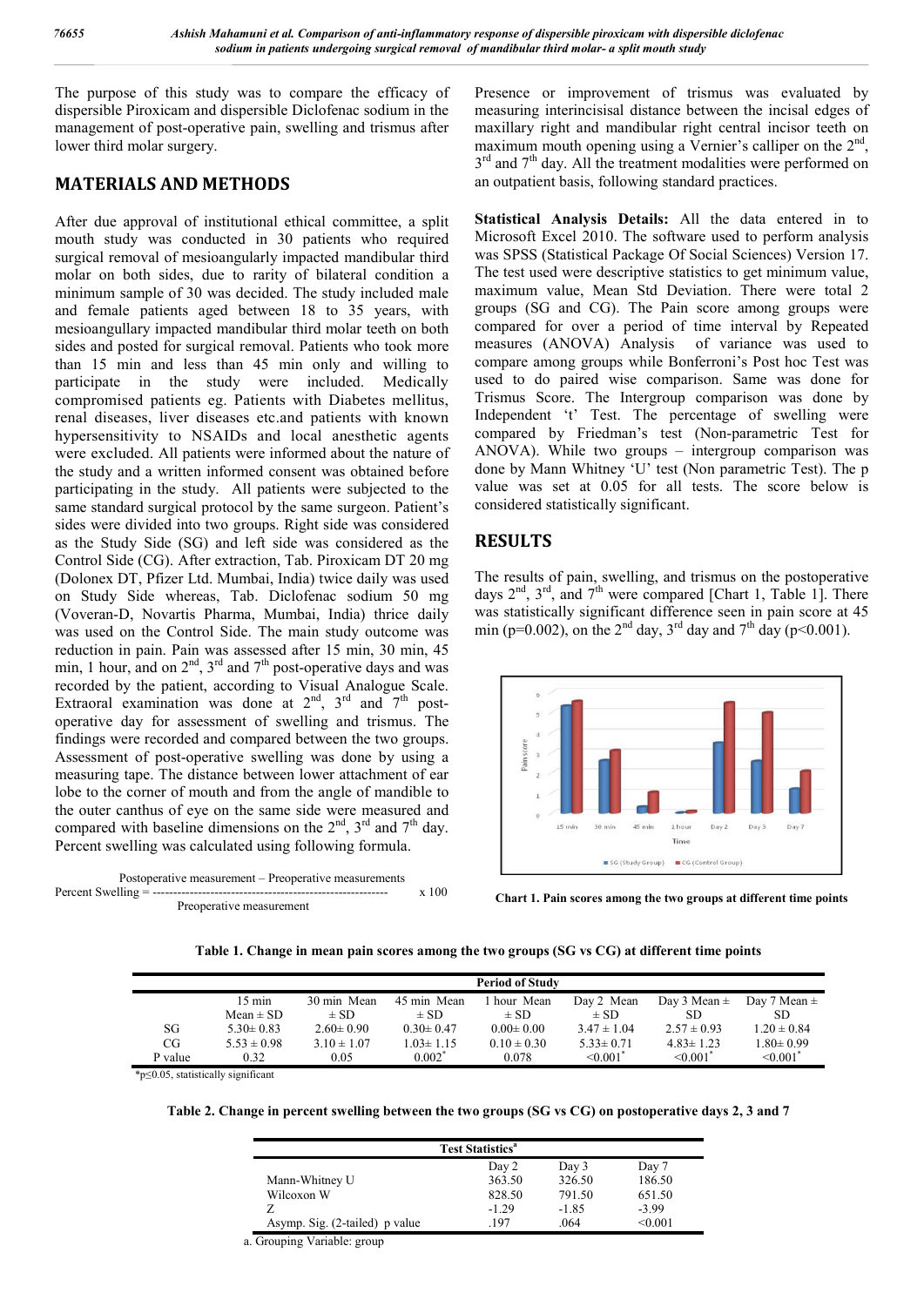The purpose of this study was to compare the efficacy of dispersible Piroxicam and dispersible Diclofenac sodium in the management of post-operative pain, swelling and trismus after lower third molar surgery.

## MATERIALS AND METHODS

After due approval of institutional ethical committee, a split mouth study was conducted in 30 patients who required surgical removal of mesioangularly impacted mandibular third molar on both sides, due to rarity of bilateral condition a minimum sample of 30 was decided. The study included male and female patients aged between 18 to 35 years, with mesioangullary impacted mandibular third molar teeth on both sides and posted for surgical removal. Patients who took more than 15 min and less than 45 min only and willing to participate in the study were included. Medically compromised patients eg. Patients with Diabetes mellitus, renal diseases, liver diseases etc.and patients with known hypersensitivity to NSAIDs and local anesthetic agents were excluded. All patients were informed about the nature of the study and a written informed consent was obtained before participating in the study. All patients were subjected to the same standard surgical protocol by the same surgeon. Patient's sides were divided into two groups. Right side was considered as the Study Side (SG) and left side was considered as the Control Side (CG). After extraction, Tab. Piroxicam DT 20 mg (Dolonex DT, Pfizer Ltd. Mumbai, India) twice daily was used on Study Side whereas, Tab. Diclofenac sodium 50 mg (Voveran-D, Novartis Pharma, Mumbai, India) thrice daily was used on the Control Side. The main study outcome was reduction in pain. Pain was assessed after 15 min, 30 min, 45 min, 1 hour, and on 2nd, 3rd and 7th post-operative days and was recorded by the patient, according to Visual Analogue Scale. Extraoral examination was done at 2nd, 3rd and 7th post-operative day for assessment of swelling and trismus. The findings were recorded and compared between the two groups. Assessment of post-operative swelling was done by using a measuring tape. The distance between lower attachment of ear lobe to the corner of mouth and from the angle of mandible to the outer canthus of eye on the same side were measured and compared with baseline dimensions on the 2nd, 3rd and 7th day. Percent swelling was calculated using following formula.

$$\text{Percent Swelling} = \frac{\text{Postoperative measurement} - \text{Preoperative measurements}}{\text{Preoperative measurement}} \times 100$$

Presence or improvement of trismus was evaluated by measuring interincisisal distance between the incisal edges of maxillary right and mandibular right central incisor teeth on maximum mouth opening using a Vernier's calliper on the 2nd, 3rd and 7th day. All the treatment modalities were performed on an outpatient basis, following standard practices.

**Statistical Analysis Details:** All the data entered in to Microsoft Excel 2010. The software used to perform analysis was SPSS (Statistical Package Of Social Sciences) Version 17. The test used were descriptive statistics to get minimum value, maximum value, Mean Std Deviation. There were total 2 groups (SG and CG). The Pain score among groups were compared for over a period of time interval by Repeated measures (ANOVA) Analysis of variance was used to compare among groups while Bonferroni's Post hoc Test was used to do paired wise comparison. Same was done for Trismus Score. The Intergroup comparison was done by Independent 't' Test. The percentage of swelling were compared by Friedman's test (Non-parametric Test for ANOVA). While two groups – intergroup comparison was done by Mann Whitney 'U' test (Non parametric Test). The p value was set at 0.05 for all tests. The score below is considered statistically significant.

## RESULTS

The results of pain, swelling, and trismus on the postoperative days 2nd, 3rd, and 7th were compared [Chart 1, Table 1]. There was statistically significant difference seen in pain score at 45 min (p=0.002), on the 2nd day, 3rd day and 7th day (p<0.001).

**Chart 1. Pain scores among the two groups at different time points**

**Table 1. Change in mean pain scores among the two groups (SG vs CG) at different time points**

| | Period of Study | | | | | | |
|---|---|---|---|---|---|---|---|
| | 15 min Mean ± SD | 30 min Mean ± SD | 45 min Mean ± SD | 1 hour Mean ± SD | Day 2 Mean ± SD | Day 3 Mean ± SD | Day 7 Mean ± SD |
| SG | 5.30± 0.83 | 2.60± 0.90 | 0.30± 0.47 | 0.00± 0.00 | 3.47 ± 1.04 | 2.57 ± 0.93 | 1.20 ± 0.84 |
| CG | 5.53 ± 0.98 | 3.10 ± 1.07 | 1.03± 1.15 | 0.10 ± 0.30 | 5.33± 0.71 | 4.83± 1.23 | 1.80± 0.99 |
| P value | 0.32 | 0.05 | 0.002* | 0.078 | <0.001* | <0.001* | <0.001* |

*p≤0.05, statistically significant

**Table 2. Change in percent swelling between the two groups (SG vs CG) on postoperative days 2, 3 and 7**

| Test Statistics[a] | | | |
|---|---|---|---|
| | Day 2 | Day 3 | Day 7 |
| Mann-Whitney U | 363.50 | 326.50 | 186.50 |
| Wilcoxon W | 828.50 | 791.50 | 651.50 |
| Z | -1.29 | -1.85 | -3.99 |
| Asymp. Sig. (2-tailed) p value | .197 | .064 | <0.001 |

a. Grouping Variable: group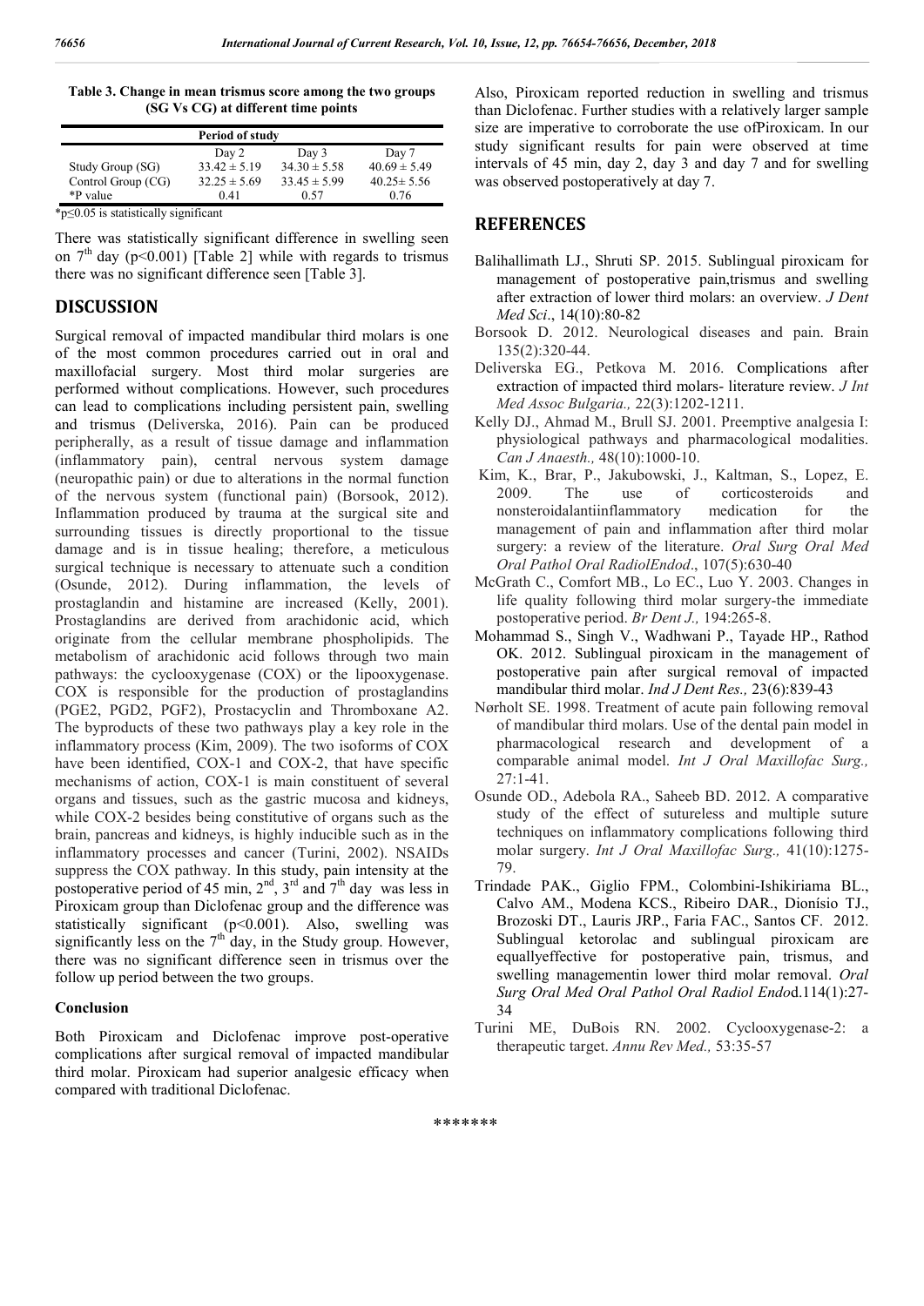**Table 3. Change in mean trismus score among the two groups (SG Vs CG) at different time points**

| | Period of study | | |
|---|---|---|---|
| | Day 2 | Day 3 | Day 7 |
| Study Group (SG) | 33.42 ± 5.19 | 34.30 ± 5.58 | 40.69 ± 5.49 |
| Control Group (CG) | 32.25 ± 5.69 | 33.45 ± 5.99 | 40.25± 5.56 |
| *P value | 0.41 | 0.57 | 0.76 |

*p≤0.05 is statistically significant

There was statistically significant difference in swelling seen on 7th day ($p<0.001$) [Table 2] while with regards to trismus there was no significant difference seen [Table 3].

## DISCUSSION

Surgical removal of impacted mandibular third molars is one of the most common procedures carried out in oral and maxillofacial surgery. Most third molar surgeries are performed without complications. However, such procedures can lead to complications including persistent pain, swelling and trismus (Deliverska, 2016). Pain can be produced peripherally, as a result of tissue damage and inflammation (inflammatory pain), central nervous system damage (neuropathic pain) or due to alterations in the normal function of the nervous system (functional pain) (Borsook, 2012). Inflammation produced by trauma at the surgical site and surrounding tissues is directly proportional to the tissue damage and is in tissue healing; therefore, a meticulous surgical technique is necessary to attenuate such a condition (Osunde, 2012). During inflammation, the levels of prostaglandin and histamine are increased (Kelly, 2001). Prostaglandins are derived from arachidonic acid, which originate from the cellular membrane phospholipids. The metabolism of arachidonic acid follows through two main pathways: the cyclooxygenase (COX) or the lipooxygenase. COX is responsible for the production of prostaglandins (PGE2, PGD2, PGF2), Prostacyclin and Thromboxane A2. The byproducts of these two pathways play a key role in the inflammatory process (Kim, 2009). The two isoforms of COX have been identified, COX-1 and COX-2, that have specific mechanisms of action, COX-1 is main constituent of several organs and tissues, such as the gastric mucosa and kidneys, while COX-2 besides being constitutive of organs such as the brain, pancreas and kidneys, is highly inducible such as in the inflammatory processes and cancer (Turini, 2002). NSAIDs suppress the COX pathway. In this study, pain intensity at the postoperative period of 45 min, 2nd, 3rd and 7th day was less in Piroxicam group than Diclofenac group and the difference was statistically significant ($p<0.001$). Also, swelling was significantly less on the 7th day, in the Study group. However, there was no significant difference seen in trismus over the follow up period between the two groups.

### Conclusion

Both Piroxicam and Diclofenac improve post-operative complications after surgical removal of impacted mandibular third molar. Piroxicam had superior analgesic efficacy when compared with traditional Diclofenac. Also, Piroxicam reported reduction in swelling and trismus than Diclofenac. Further studies with a relatively larger sample size are imperative to corroborate the use ofPiroxicam. In our study significant results for pain were observed at time intervals of 45 min, day 2, day 3 and day 7 and for swelling was observed postoperatively at day 7.

## REFERENCES

Balihallimath LJ., Shruti SP. 2015. Sublingual piroxicam for management of postoperative pain,trismus and swelling after extraction of lower third molars: an overview. *J Dent Med Sci*., 14(10):80-82

Borsook D. 2012. Neurological diseases and pain. Brain 135(2):320-44.

Deliverska EG., Petkova M. 2016. Complications after extraction of impacted third molars- literature review. *J Int Med Assoc Bulgaria.,* 22(3):1202-1211.

Kelly DJ., Ahmad M., Brull SJ. 2001. Preemptive analgesia I: physiological pathways and pharmacological modalities. *Can J Anaesth.,* 48(10):1000-10.

Kim, K., Brar, P., Jakubowski, J., Kaltman, S., Lopez, E. 2009. The use of corticosteroids and nonsteroidalantiinflammatory medication for the management of pain and inflammation after third molar surgery: a review of the literature. *Oral Surg Oral Med Oral Pathol Oral RadiolEndod*., 107(5):630-40

McGrath C., Comfort MB., Lo EC., Luo Y. 2003. Changes in life quality following third molar surgery-the immediate postoperative period. *Br Dent J.,* 194:265-8.

Mohammad S., Singh V., Wadhwani P., Tayade HP., Rathod OK. 2012. Sublingual piroxicam in the management of postoperative pain after surgical removal of impacted mandibular third molar. *Ind J Dent Res.,* 23(6):839-43

Nørholt SE. 1998. Treatment of acute pain following removal of mandibular third molars. Use of the dental pain model in pharmacological research and development of a comparable animal model. *Int J Oral Maxillofac Surg.,* 27:1-41.

Osunde OD., Adebola RA., Saheeb BD. 2012. A comparative study of the effect of sutureless and multiple suture techniques on inflammatory complications following third molar surgery. *Int J Oral Maxillofac Surg.,* 41(10):1275-79.

Trindade PAK., Giglio FPM., Colombini-Ishikiriama BL., Calvo AM., Modena KCS., Ribeiro DAR., Dionísio TJ., Brozoski DT., Lauris JRP., Faria FAC., Santos CF. 2012. Sublingual ketorolac and sublingual piroxicam are equallyeffective for postoperative pain, trismus, and swelling managementin lower third molar removal. *Oral Surg Oral Med Oral Pathol Oral Radiol Endo*d.114(1):27-34

Turini ME, DuBois RN. 2002. Cyclooxygenase-2: a therapeutic target. *Annu Rev Med.,* 53:35-57

*******